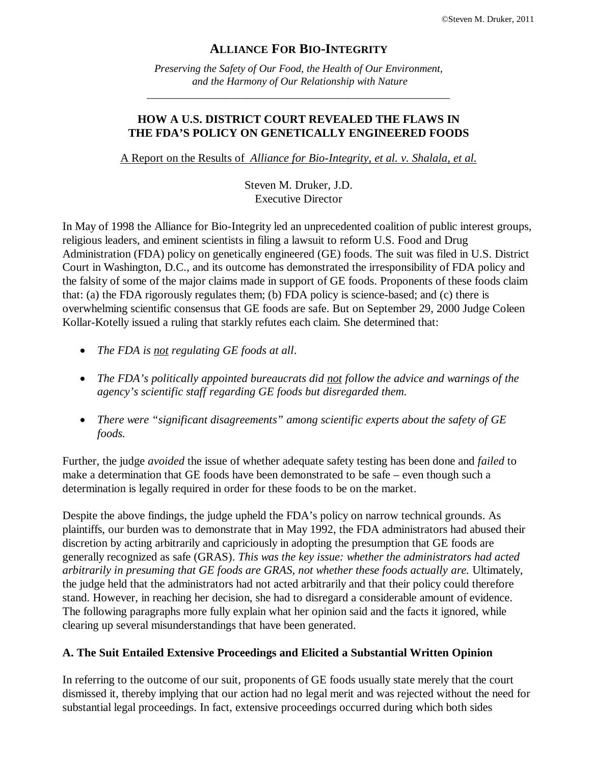# ALLIANCE FOR BIO-INTEGRITY

*Preserving the Safety of Our Food, the Health of Our Environment, and the Harmony of Our Relationship with Nature*

---

## HOW A U.S. DISTRICT COURT REVEALED THE FLAWS IN THE FDA'S POLICY ON GENETICALLY ENGINEERED FOODS

A Report on the Results of *Alliance for Bio-Integrity, et al. v. Shalala, et al.*

Steven M. Druker, J.D.
Executive Director

In May of 1998 the Alliance for Bio-Integrity led an unprecedented coalition of public interest groups, religious leaders, and eminent scientists in filing a lawsuit to reform U.S. Food and Drug Administration (FDA) policy on genetically engineered (GE) foods. The suit was filed in U.S. District Court in Washington, D.C., and its outcome has demonstrated the irresponsibility of FDA policy and the falsity of some of the major claims made in support of GE foods. Proponents of these foods claim that: (a) the FDA rigorously regulates them; (b) FDA policy is science-based; and (c) there is overwhelming scientific consensus that GE foods are safe. But on September 29, 2000 Judge Coleen Kollar-Kotelly issued a ruling that starkly refutes each claim. She determined that:

- *The FDA is not regulating GE foods at all.*
- *The FDA's politically appointed bureaucrats did not follow the advice and warnings of the agency's scientific staff regarding GE foods but disregarded them.*
- *There were "significant disagreements" among scientific experts about the safety of GE foods.*

Further, the judge *avoided* the issue of whether adequate safety testing has been done and *failed* to make a determination that GE foods have been demonstrated to be safe – even though such a determination is legally required in order for these foods to be on the market.

Despite the above findings, the judge upheld the FDA's policy on narrow technical grounds. As plaintiffs, our burden was to demonstrate that in May 1992, the FDA administrators had abused their discretion by acting arbitrarily and capriciously in adopting the presumption that GE foods are generally recognized as safe (GRAS). *This was the key issue: whether the administrators had acted arbitrarily in presuming that GE foods are GRAS, not whether these foods actually are.* Ultimately, the judge held that the administrators had not acted arbitrarily and that their policy could therefore stand. However, in reaching her decision, she had to disregard a considerable amount of evidence. The following paragraphs more fully explain what her opinion said and the facts it ignored, while clearing up several misunderstandings that have been generated.

### A. The Suit Entailed Extensive Proceedings and Elicited a Substantial Written Opinion

In referring to the outcome of our suit, proponents of GE foods usually state merely that the court dismissed it, thereby implying that our action had no legal merit and was rejected without the need for substantial legal proceedings. In fact, extensive proceedings occurred during which both sides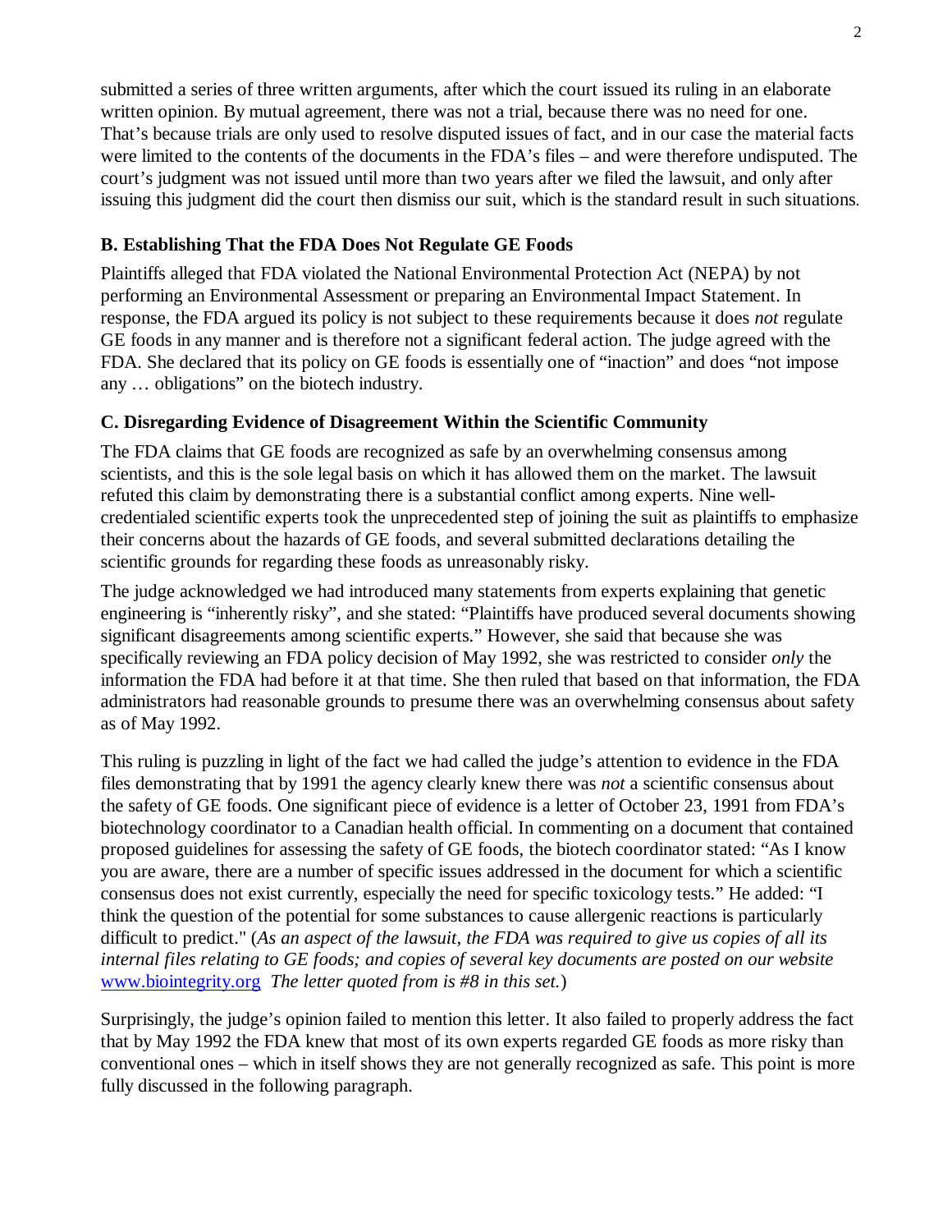submitted a series of three written arguments, after which the court issued its ruling in an elaborate written opinion. By mutual agreement, there was not a trial, because there was no need for one. That's because trials are only used to resolve disputed issues of fact, and in our case the material facts were limited to the contents of the documents in the FDA's files – and were therefore undisputed. The court's judgment was not issued until more than two years after we filed the lawsuit, and only after issuing this judgment did the court then dismiss our suit, which is the standard result in such situations.

### B. Establishing That the FDA Does Not Regulate GE Foods

Plaintiffs alleged that FDA violated the National Environmental Protection Act (NEPA) by not performing an Environmental Assessment or preparing an Environmental Impact Statement. In response, the FDA argued its policy is not subject to these requirements because it does *not* regulate GE foods in any manner and is therefore not a significant federal action. The judge agreed with the FDA. She declared that its policy on GE foods is essentially one of "inaction" and does "not impose any … obligations" on the biotech industry.

### C. Disregarding Evidence of Disagreement Within the Scientific Community

The FDA claims that GE foods are recognized as safe by an overwhelming consensus among scientists, and this is the sole legal basis on which it has allowed them on the market. The lawsuit refuted this claim by demonstrating there is a substantial conflict among experts. Nine well-credentialed scientific experts took the unprecedented step of joining the suit as plaintiffs to emphasize their concerns about the hazards of GE foods, and several submitted declarations detailing the scientific grounds for regarding these foods as unreasonably risky.

The judge acknowledged we had introduced many statements from experts explaining that genetic engineering is "inherently risky", and she stated: "Plaintiffs have produced several documents showing significant disagreements among scientific experts." However, she said that because she was specifically reviewing an FDA policy decision of May 1992, she was restricted to consider *only* the information the FDA had before it at that time. She then ruled that based on that information, the FDA administrators had reasonable grounds to presume there was an overwhelming consensus about safety as of May 1992.

This ruling is puzzling in light of the fact we had called the judge's attention to evidence in the FDA files demonstrating that by 1991 the agency clearly knew there was *not* a scientific consensus about the safety of GE foods. One significant piece of evidence is a letter of October 23, 1991 from FDA's biotechnology coordinator to a Canadian health official. In commenting on a document that contained proposed guidelines for assessing the safety of GE foods, the biotech coordinator stated: "As I know you are aware, there are a number of specific issues addressed in the document for which a scientific consensus does not exist currently, especially the need for specific toxicology tests." He added: "I think the question of the potential for some substances to cause allergenic reactions is particularly difficult to predict." (*As an aspect of the lawsuit, the FDA was required to give us copies of all its internal files relating to GE foods; and copies of several key documents are posted on our website* www.biointegrity.org *The letter quoted from is #8 in this set.*)

Surprisingly, the judge's opinion failed to mention this letter. It also failed to properly address the fact that by May 1992 the FDA knew that most of its own experts regarded GE foods as more risky than conventional ones – which in itself shows they are not generally recognized as safe. This point is more fully discussed in the following paragraph.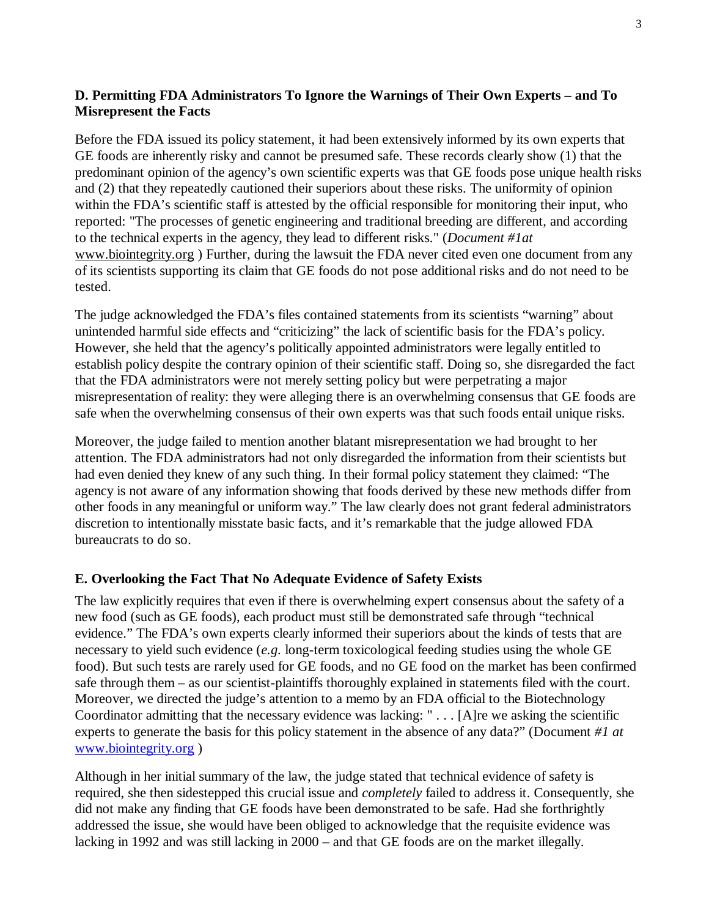### D. Permitting FDA Administrators To Ignore the Warnings of Their Own Experts – and To Misrepresent the Facts

Before the FDA issued its policy statement, it had been extensively informed by its own experts that GE foods are inherently risky and cannot be presumed safe. These records clearly show (1) that the predominant opinion of the agency's own scientific experts was that GE foods pose unique health risks and (2) that they repeatedly cautioned their superiors about these risks. The uniformity of opinion within the FDA's scientific staff is attested by the official responsible for monitoring their input, who reported: "The processes of genetic engineering and traditional breeding are different, and according to the technical experts in the agency, they lead to different risks." (*Document #1at* www.biointegrity.org ) Further, during the lawsuit the FDA never cited even one document from any of its scientists supporting its claim that GE foods do not pose additional risks and do not need to be tested.

The judge acknowledged the FDA's files contained statements from its scientists "warning" about unintended harmful side effects and "criticizing" the lack of scientific basis for the FDA's policy. However, she held that the agency's politically appointed administrators were legally entitled to establish policy despite the contrary opinion of their scientific staff. Doing so, she disregarded the fact that the FDA administrators were not merely setting policy but were perpetrating a major misrepresentation of reality: they were alleging there is an overwhelming consensus that GE foods are safe when the overwhelming consensus of their own experts was that such foods entail unique risks.

Moreover, the judge failed to mention another blatant misrepresentation we had brought to her attention. The FDA administrators had not only disregarded the information from their scientists but had even denied they knew of any such thing. In their formal policy statement they claimed: "The agency is not aware of any information showing that foods derived by these new methods differ from other foods in any meaningful or uniform way." The law clearly does not grant federal administrators discretion to intentionally misstate basic facts, and it's remarkable that the judge allowed FDA bureaucrats to do so.

### E. Overlooking the Fact That No Adequate Evidence of Safety Exists

The law explicitly requires that even if there is overwhelming expert consensus about the safety of a new food (such as GE foods), each product must still be demonstrated safe through "technical evidence." The FDA's own experts clearly informed their superiors about the kinds of tests that are necessary to yield such evidence (*e.g.* long-term toxicological feeding studies using the whole GE food). But such tests are rarely used for GE foods, and no GE food on the market has been confirmed safe through them – as our scientist-plaintiffs thoroughly explained in statements filed with the court. Moreover, we directed the judge's attention to a memo by an FDA official to the Biotechnology Coordinator admitting that the necessary evidence was lacking: " . . . [A]re we asking the scientific experts to generate the basis for this policy statement in the absence of any data?" (Document *#1 at* www.biointegrity.org )

Although in her initial summary of the law, the judge stated that technical evidence of safety is required, she then sidestepped this crucial issue and *completely* failed to address it. Consequently, she did not make any finding that GE foods have been demonstrated to be safe. Had she forthrightly addressed the issue, she would have been obliged to acknowledge that the requisite evidence was lacking in 1992 and was still lacking in 2000 – and that GE foods are on the market illegally.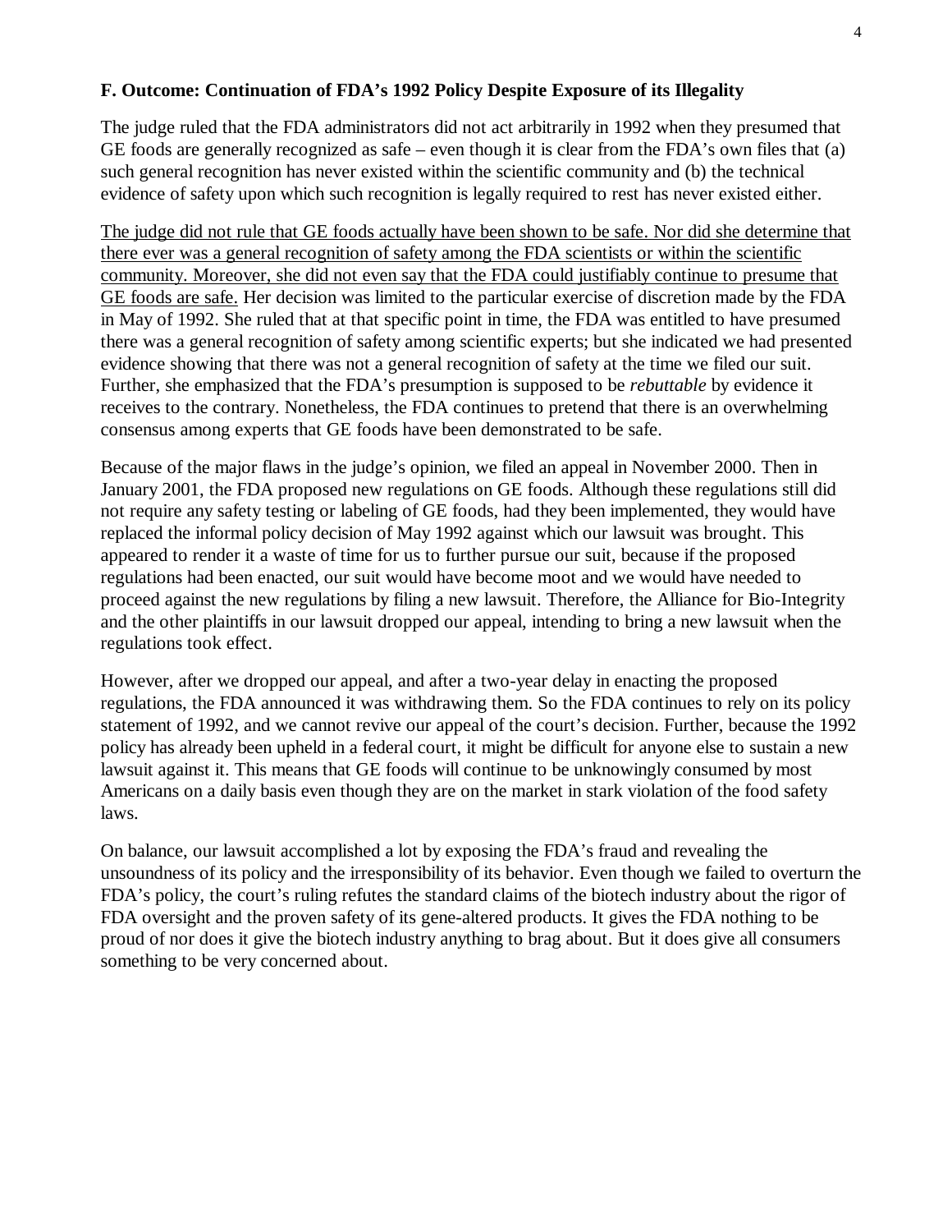### F. Outcome: Continuation of FDA's 1992 Policy Despite Exposure of its Illegality

The judge ruled that the FDA administrators did not act arbitrarily in 1992 when they presumed that GE foods are generally recognized as safe – even though it is clear from the FDA's own files that (a) such general recognition has never existed within the scientific community and (b) the technical evidence of safety upon which such recognition is legally required to rest has never existed either.

<u>The judge did not rule that GE foods actually have been shown to be safe. Nor did she determine that there ever was a general recognition of safety among the FDA scientists or within the scientific community. Moreover, she did not even say that the FDA could justifiably continue to presume that GE foods are safe.</u> Her decision was limited to the particular exercise of discretion made by the FDA in May of 1992. She ruled that at that specific point in time, the FDA was entitled to have presumed there was a general recognition of safety among scientific experts; but she indicated we had presented evidence showing that there was not a general recognition of safety at the time we filed our suit. Further, she emphasized that the FDA's presumption is supposed to be *rebuttable* by evidence it receives to the contrary. Nonetheless, the FDA continues to pretend that there is an overwhelming consensus among experts that GE foods have been demonstrated to be safe.

Because of the major flaws in the judge's opinion, we filed an appeal in November 2000. Then in January 2001, the FDA proposed new regulations on GE foods. Although these regulations still did not require any safety testing or labeling of GE foods, had they been implemented, they would have replaced the informal policy decision of May 1992 against which our lawsuit was brought. This appeared to render it a waste of time for us to further pursue our suit, because if the proposed regulations had been enacted, our suit would have become moot and we would have needed to proceed against the new regulations by filing a new lawsuit. Therefore, the Alliance for Bio-Integrity and the other plaintiffs in our lawsuit dropped our appeal, intending to bring a new lawsuit when the regulations took effect.

However, after we dropped our appeal, and after a two-year delay in enacting the proposed regulations, the FDA announced it was withdrawing them. So the FDA continues to rely on its policy statement of 1992, and we cannot revive our appeal of the court's decision. Further, because the 1992 policy has already been upheld in a federal court, it might be difficult for anyone else to sustain a new lawsuit against it. This means that GE foods will continue to be unknowingly consumed by most Americans on a daily basis even though they are on the market in stark violation of the food safety laws.

On balance, our lawsuit accomplished a lot by exposing the FDA's fraud and revealing the unsoundness of its policy and the irresponsibility of its behavior. Even though we failed to overturn the FDA's policy, the court's ruling refutes the standard claims of the biotech industry about the rigor of FDA oversight and the proven safety of its gene-altered products. It gives the FDA nothing to be proud of nor does it give the biotech industry anything to brag about. But it does give all consumers something to be very concerned about.